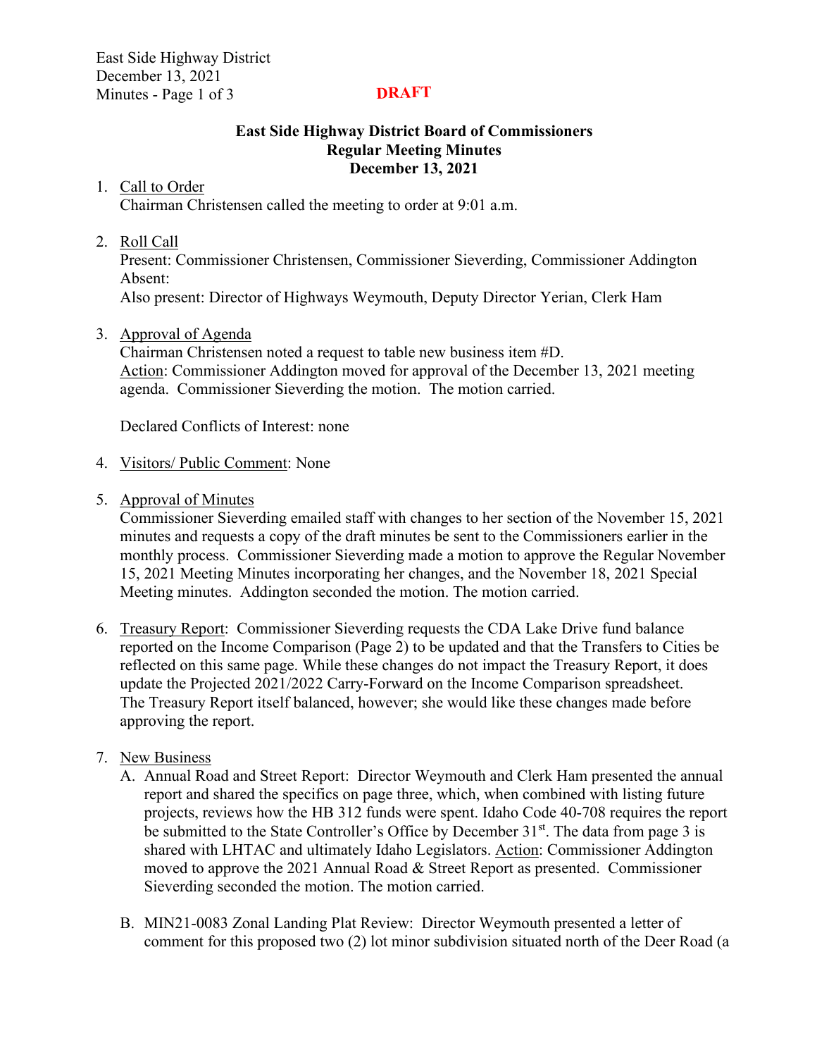**DRAFT**

**East Side Highway District Board of Commissioners**
**Regular Meeting Minutes**
**December 13, 2021**

1. Call to Order
   Chairman Christensen called the meeting to order at 9:01 a.m.

2. Roll Call
   Present: Commissioner Christensen, Commissioner Sieverding, Commissioner Addington
   Absent:
   Also present: Director of Highways Weymouth, Deputy Director Yerian, Clerk Ham

3. Approval of Agenda
   Chairman Christensen noted a request to table new business item #D.
   Action: Commissioner Addington moved for approval of the December 13, 2021 meeting agenda. Commissioner Sieverding the motion. The motion carried.

   Declared Conflicts of Interest: none

4. Visitors/ Public Comment: None

5. Approval of Minutes
   Commissioner Sieverding emailed staff with changes to her section of the November 15, 2021 minutes and requests a copy of the draft minutes be sent to the Commissioners earlier in the monthly process. Commissioner Sieverding made a motion to approve the Regular November 15, 2021 Meeting Minutes incorporating her changes, and the November 18, 2021 Special Meeting minutes. Addington seconded the motion. The motion carried.

6. Treasury Report: Commissioner Sieverding requests the CDA Lake Drive fund balance reported on the Income Comparison (Page 2) to be updated and that the Transfers to Cities be reflected on this same page. While these changes do not impact the Treasury Report, it does update the Projected 2021/2022 Carry-Forward on the Income Comparison spreadsheet. The Treasury Report itself balanced, however; she would like these changes made before approving the report.

7. New Business
   A. Annual Road and Street Report: Director Weymouth and Clerk Ham presented the annual report and shared the specifics on page three, which, when combined with listing future projects, reviews how the HB 312 funds were spent. Idaho Code 40-708 requires the report be submitted to the State Controller's Office by December 31st. The data from page 3 is shared with LHTAC and ultimately Idaho Legislators. Action: Commissioner Addington moved to approve the 2021 Annual Road & Street Report as presented. Commissioner Sieverding seconded the motion. The motion carried.

   B. MIN21-0083 Zonal Landing Plat Review: Director Weymouth presented a letter of comment for this proposed two (2) lot minor subdivision situated north of the Deer Road (a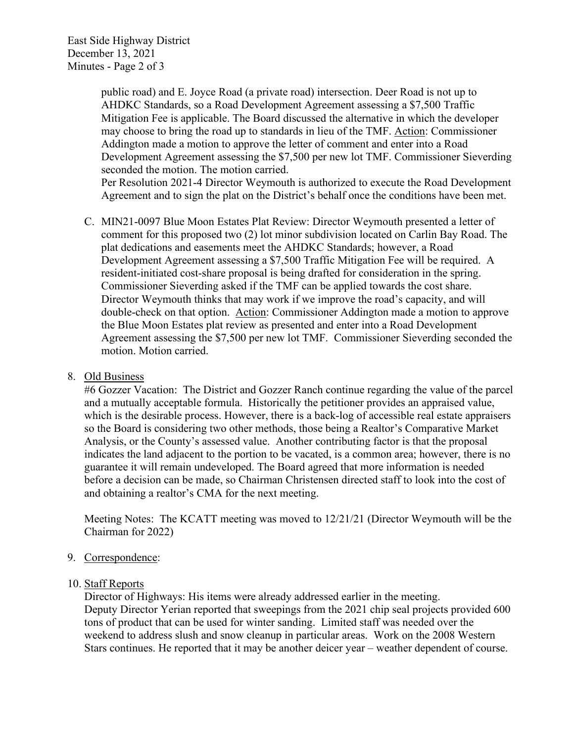public road) and E. Joyce Road (a private road) intersection. Deer Road is not up to AHDKC Standards, so a Road Development Agreement assessing a $7,500 Traffic Mitigation Fee is applicable. The Board discussed the alternative in which the developer may choose to bring the road up to standards in lieu of the TMF. Action: Commissioner Addington made a motion to approve the letter of comment and enter into a Road Development Agreement assessing the $7,500 per new lot TMF. Commissioner Sieverding seconded the motion. The motion carried.
Per Resolution 2021-4 Director Weymouth is authorized to execute the Road Development Agreement and to sign the plat on the District's behalf once the conditions have been met.

C. MIN21-0097 Blue Moon Estates Plat Review: Director Weymouth presented a letter of comment for this proposed two (2) lot minor subdivision located on Carlin Bay Road. The plat dedications and easements meet the AHDKC Standards; however, a Road Development Agreement assessing a $7,500 Traffic Mitigation Fee will be required. A resident-initiated cost-share proposal is being drafted for consideration in the spring. Commissioner Sieverding asked if the TMF can be applied towards the cost share. Director Weymouth thinks that may work if we improve the road's capacity, and will double-check on that option. Action: Commissioner Addington made a motion to approve the Blue Moon Estates plat review as presented and enter into a Road Development Agreement assessing the $7,500 per new lot TMF. Commissioner Sieverding seconded the motion. Motion carried.

8. Old Business
#6 Gozzer Vacation: The District and Gozzer Ranch continue regarding the value of the parcel and a mutually acceptable formula. Historically the petitioner provides an appraised value, which is the desirable process. However, there is a back-log of accessible real estate appraisers so the Board is considering two other methods, those being a Realtor's Comparative Market Analysis, or the County's assessed value. Another contributing factor is that the proposal indicates the land adjacent to the portion to be vacated, is a common area; however, there is no guarantee it will remain undeveloped. The Board agreed that more information is needed before a decision can be made, so Chairman Christensen directed staff to look into the cost of and obtaining a realtor's CMA for the next meeting.

Meeting Notes: The KCATT meeting was moved to 12/21/21 (Director Weymouth will be the Chairman for 2022)

9. Correspondence:

10. Staff Reports
Director of Highways: His items were already addressed earlier in the meeting.
Deputy Director Yerian reported that sweepings from the 2021 chip seal projects provided 600 tons of product that can be used for winter sanding. Limited staff was needed over the weekend to address slush and snow cleanup in particular areas. Work on the 2008 Western Stars continues. He reported that it may be another deicer year – weather dependent of course.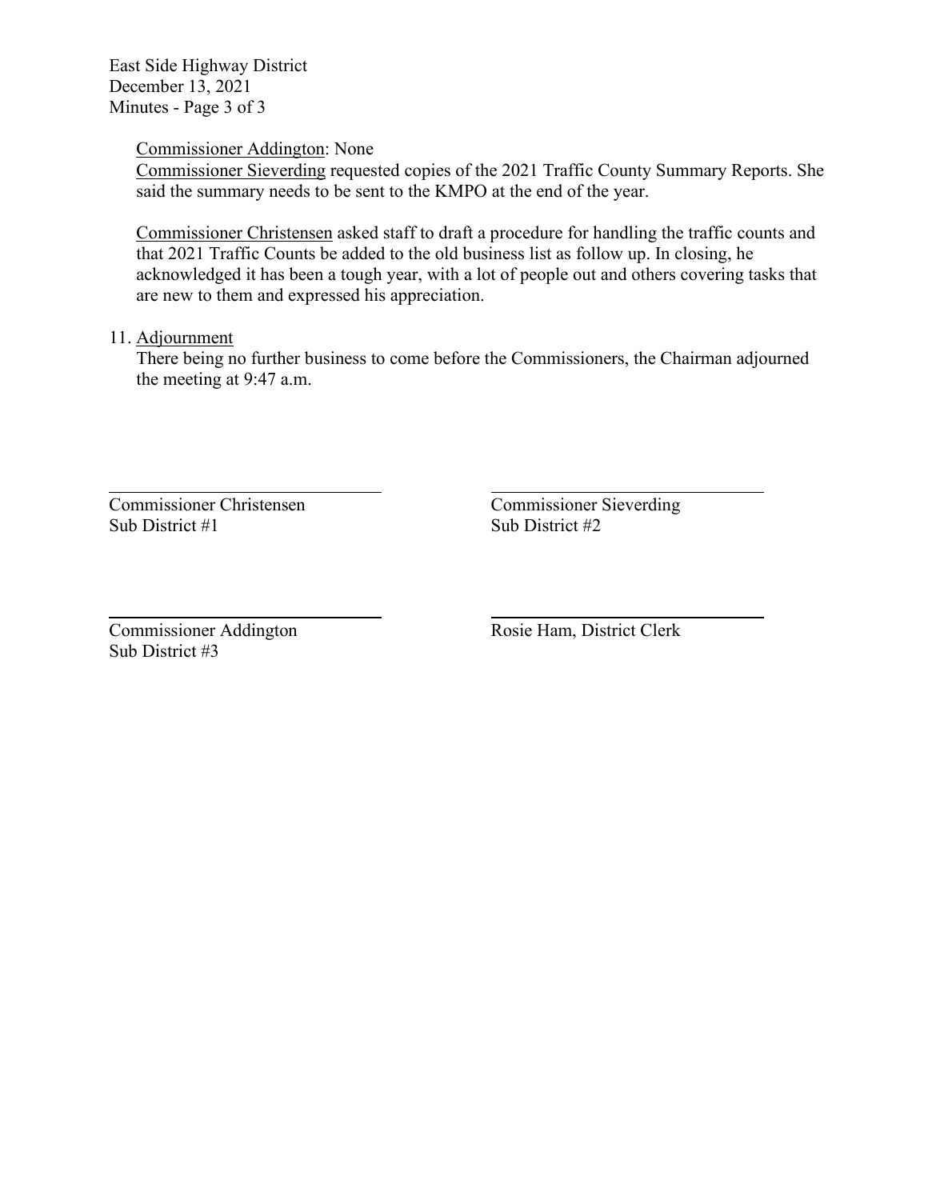Commissioner Addington: None

Commissioner Sieverding requested copies of the 2021 Traffic County Summary Reports. She said the summary needs to be sent to the KMPO at the end of the year.

Commissioner Christensen asked staff to draft a procedure for handling the traffic counts and that 2021 Traffic Counts be added to the old business list as follow up. In closing, he acknowledged it has been a tough year, with a lot of people out and others covering tasks that are new to them and expressed his appreciation.

11. Adjournment

There being no further business to come before the Commissioners, the Chairman adjourned the meeting at 9:47 a.m.

______________________________
Commissioner Christensen
Sub District #1

______________________________
Commissioner Sieverding
Sub District #2

______________________________
Commissioner Addington
Sub District #3

______________________________
Rosie Ham, District Clerk